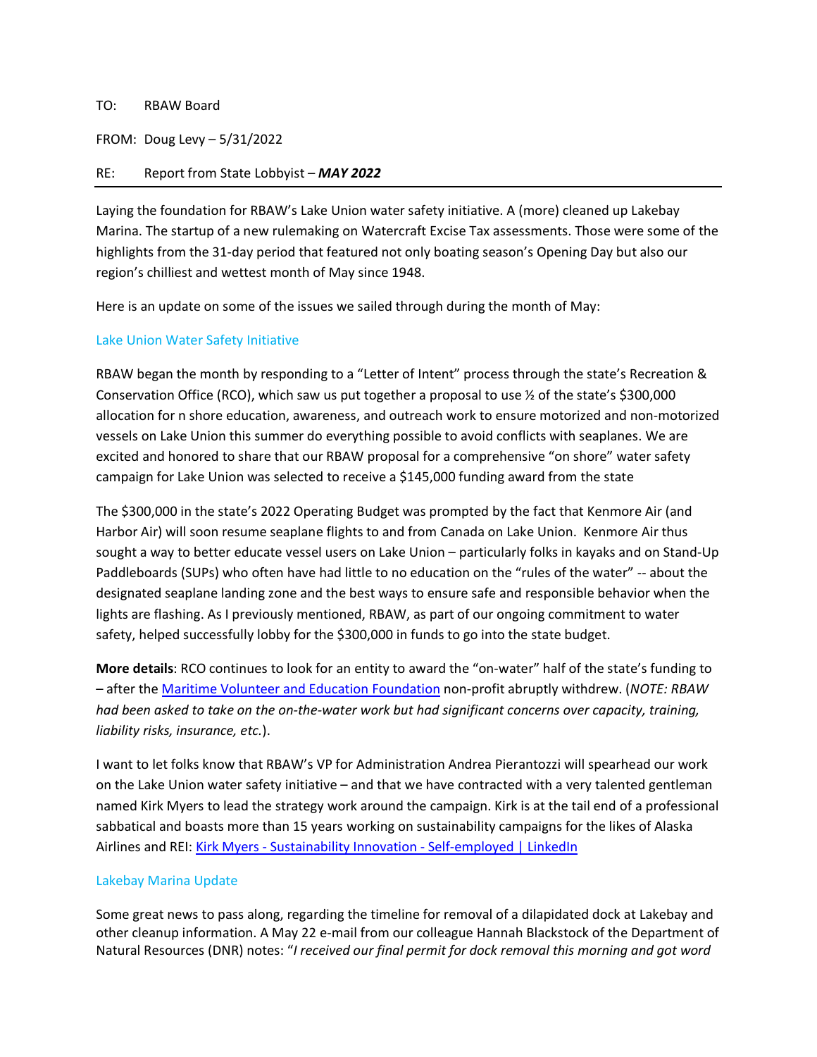TO: RBAW Board

FROM: Doug Levy – 5/31/2022

RE: Report from State Lobbyist – ***MAY 2022***

---

Laying the foundation for RBAW's Lake Union water safety initiative. A (more) cleaned up Lakebay Marina. The startup of a new rulemaking on Watercraft Excise Tax assessments. Those were some of the highlights from the 31-day period that featured not only boating season's Opening Day but also our region's chilliest and wettest month of May since 1948.

Here is an update on some of the issues we sailed through during the month of May:

### Lake Union Water Safety Initiative

RBAW began the month by responding to a "Letter of Intent" process through the state's Recreation & Conservation Office (RCO), which saw us put together a proposal to use ½ of the state's $300,000 allocation for n shore education, awareness, and outreach work to ensure motorized and non-motorized vessels on Lake Union this summer do everything possible to avoid conflicts with seaplanes. We are excited and honored to share that our RBAW proposal for a comprehensive "on shore" water safety campaign for Lake Union was selected to receive a $145,000 funding award from the state

The $300,000 in the state's 2022 Operating Budget was prompted by the fact that Kenmore Air (and Harbor Air) will soon resume seaplane flights to and from Canada on Lake Union. Kenmore Air thus sought a way to better educate vessel users on Lake Union – particularly folks in kayaks and on Stand-Up Paddleboards (SUPs) who often have had little to no education on the "rules of the water" -- about the designated seaplane landing zone and the best ways to ensure safe and responsible behavior when the lights are flashing. As I previously mentioned, RBAW, as part of our ongoing commitment to water safety, helped successfully lobby for the $300,000 in funds to go into the state budget.

**More details**: RCO continues to look for an entity to award the "on-water" half of the state's funding to – after the [Maritime Volunteer and Education Foundation]() non-profit abruptly withdrew. (*NOTE: RBAW had been asked to take on the on-the-water work but had significant concerns over capacity, training, liability risks, insurance, etc.*).

I want to let folks know that RBAW's VP for Administration Andrea Pierantozzi will spearhead our work on the Lake Union water safety initiative – and that we have contracted with a very talented gentleman named Kirk Myers to lead the strategy work around the campaign. Kirk is at the tail end of a professional sabbatical and boasts more than 15 years working on sustainability campaigns for the likes of Alaska Airlines and REI: [Kirk Myers - Sustainability Innovation - Self-employed | LinkedIn]()

### Lakebay Marina Update

Some great news to pass along, regarding the timeline for removal of a dilapidated dock at Lakebay and other cleanup information. A May 22 e-mail from our colleague Hannah Blackstock of the Department of Natural Resources (DNR) notes: "*I received our final permit for dock removal this morning and got word*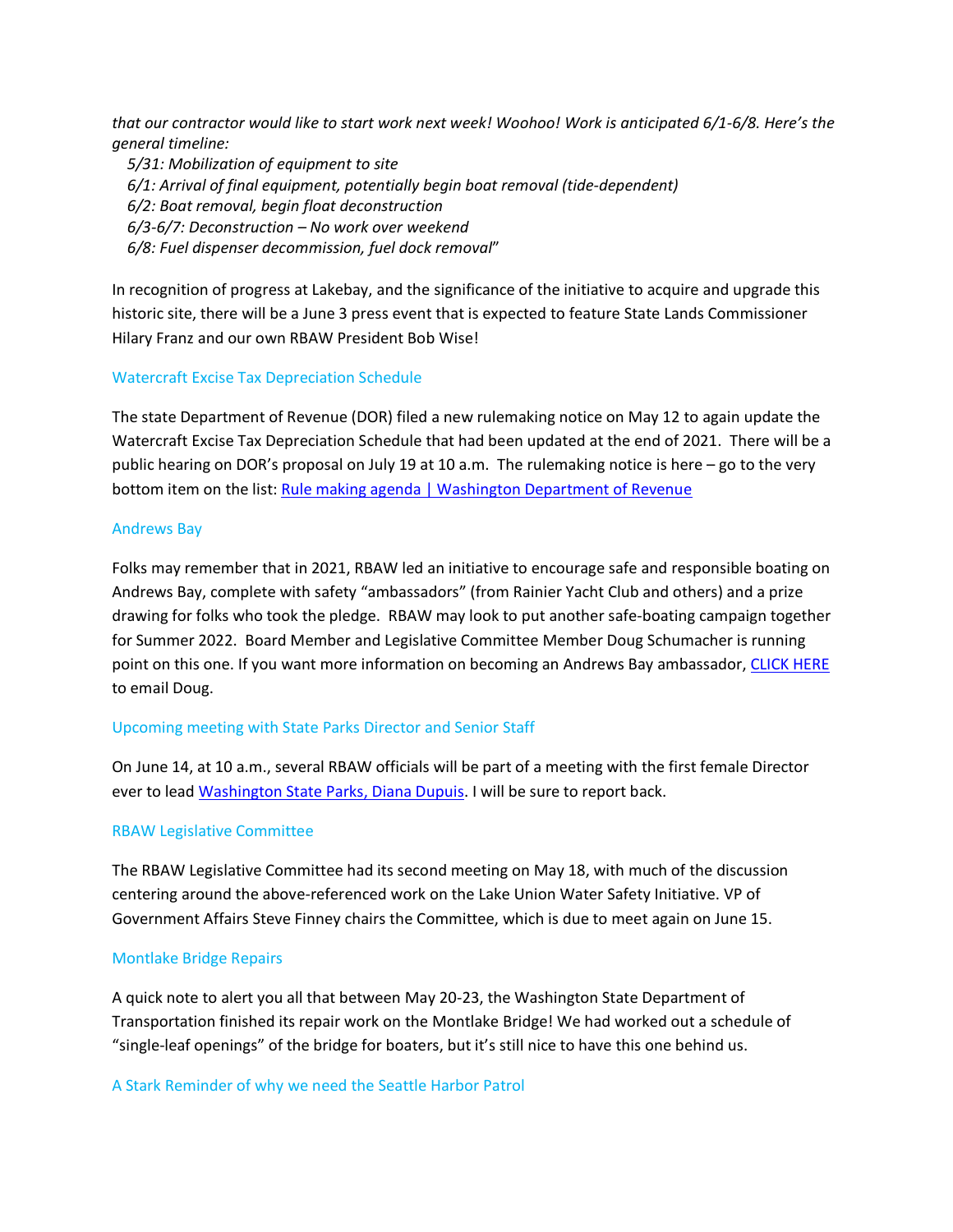*that our contractor would like to start work next week! Woohoo! Work is anticipated 6/1-6/8. Here's the general timeline:*

*5/31: Mobilization of equipment to site*
*6/1: Arrival of final equipment, potentially begin boat removal (tide-dependent)*
*6/2: Boat removal, begin float deconstruction*
*6/3-6/7: Deconstruction – No work over weekend*
*6/8: Fuel dispenser decommission, fuel dock removal*"

In recognition of progress at Lakebay, and the significance of the initiative to acquire and upgrade this historic site, there will be a June 3 press event that is expected to feature State Lands Commissioner Hilary Franz and our own RBAW President Bob Wise!

## Watercraft Excise Tax Depreciation Schedule

The state Department of Revenue (DOR) filed a new rulemaking notice on May 12 to again update the Watercraft Excise Tax Depreciation Schedule that had been updated at the end of 2021. There will be a public hearing on DOR's proposal on July 19 at 10 a.m. The rulemaking notice is here – go to the very bottom item on the list: Rule making agenda | Washington Department of Revenue

## Andrews Bay

Folks may remember that in 2021, RBAW led an initiative to encourage safe and responsible boating on Andrews Bay, complete with safety "ambassadors" (from Rainier Yacht Club and others) and a prize drawing for folks who took the pledge. RBAW may look to put another safe-boating campaign together for Summer 2022. Board Member and Legislative Committee Member Doug Schumacher is running point on this one. If you want more information on becoming an Andrews Bay ambassador, CLICK HERE to email Doug.

## Upcoming meeting with State Parks Director and Senior Staff

On June 14, at 10 a.m., several RBAW officials will be part of a meeting with the first female Director ever to lead Washington State Parks, Diana Dupuis. I will be sure to report back.

## RBAW Legislative Committee

The RBAW Legislative Committee had its second meeting on May 18, with much of the discussion centering around the above-referenced work on the Lake Union Water Safety Initiative. VP of Government Affairs Steve Finney chairs the Committee, which is due to meet again on June 15.

## Montlake Bridge Repairs

A quick note to alert you all that between May 20-23, the Washington State Department of Transportation finished its repair work on the Montlake Bridge! We had worked out a schedule of "single-leaf openings" of the bridge for boaters, but it's still nice to have this one behind us.

## A Stark Reminder of why we need the Seattle Harbor Patrol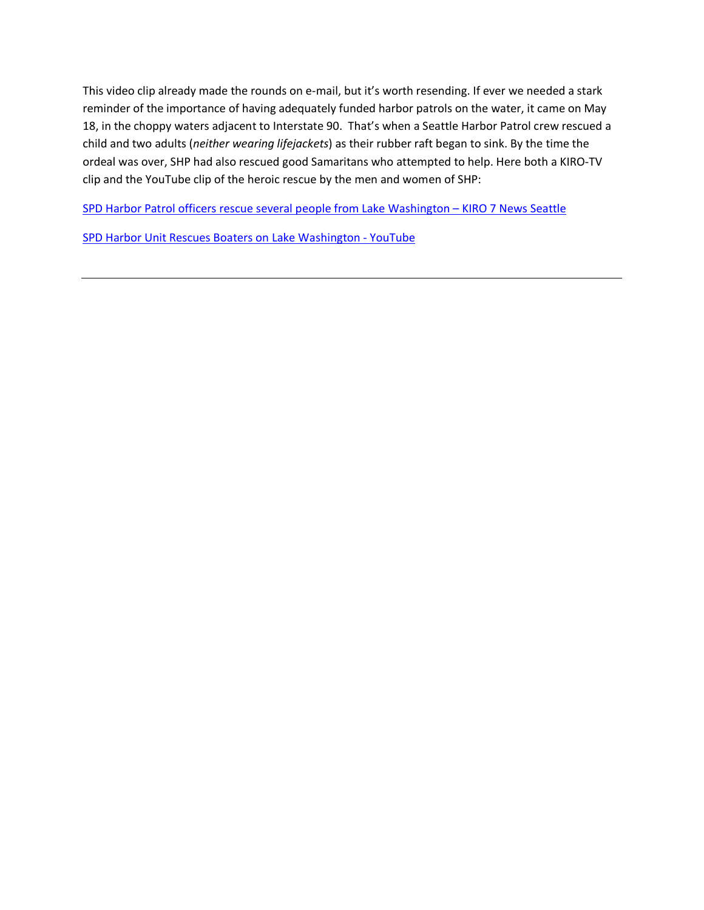This video clip already made the rounds on e-mail, but it's worth resending. If ever we needed a stark reminder of the importance of having adequately funded harbor patrols on the water, it came on May 18, in the choppy waters adjacent to Interstate 90. That's when a Seattle Harbor Patrol crew rescued a child and two adults (*neither wearing lifejackets*) as their rubber raft began to sink. By the time the ordeal was over, SHP had also rescued good Samaritans who attempted to help. Here both a KIRO-TV clip and the YouTube clip of the heroic rescue by the men and women of SHP:

SPD Harbor Patrol officers rescue several people from Lake Washington – KIRO 7 News Seattle

SPD Harbor Unit Rescues Boaters on Lake Washington - YouTube

---